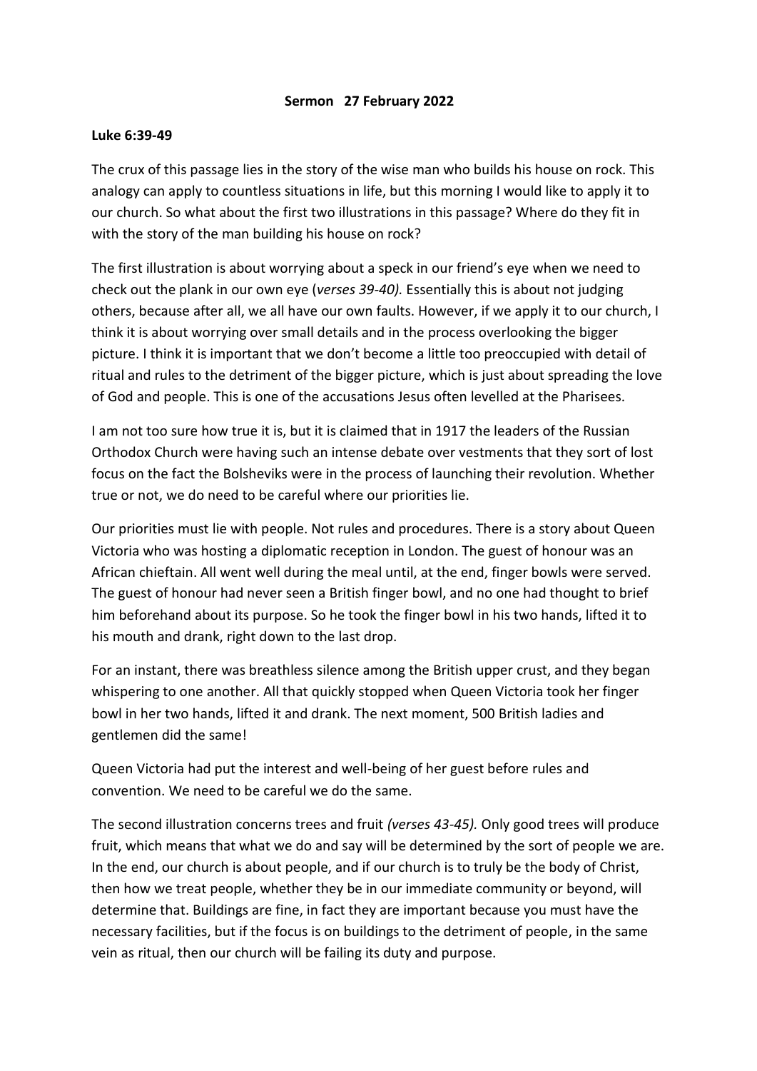**Sermon 27 February 2022**

**Luke 6:39-49**

The crux of this passage lies in the story of the wise man who builds his house on rock. This analogy can apply to countless situations in life, but this morning I would like to apply it to our church. So what about the first two illustrations in this passage? Where do they fit in with the story of the man building his house on rock?

The first illustration is about worrying about a speck in our friend's eye when we need to check out the plank in our own eye (*verses 39-40).* Essentially this is about not judging others, because after all, we all have our own faults. However, if we apply it to our church, I think it is about worrying over small details and in the process overlooking the bigger picture. I think it is important that we don't become a little too preoccupied with detail of ritual and rules to the detriment of the bigger picture, which is just about spreading the love of God and people. This is one of the accusations Jesus often levelled at the Pharisees.

I am not too sure how true it is, but it is claimed that in 1917 the leaders of the Russian Orthodox Church were having such an intense debate over vestments that they sort of lost focus on the fact the Bolsheviks were in the process of launching their revolution. Whether true or not, we do need to be careful where our priorities lie.

Our priorities must lie with people. Not rules and procedures. There is a story about Queen Victoria who was hosting a diplomatic reception in London. The guest of honour was an African chieftain. All went well during the meal until, at the end, finger bowls were served. The guest of honour had never seen a British finger bowl, and no one had thought to brief him beforehand about its purpose. So he took the finger bowl in his two hands, lifted it to his mouth and drank, right down to the last drop.

For an instant, there was breathless silence among the British upper crust, and they began whispering to one another. All that quickly stopped when Queen Victoria took her finger bowl in her two hands, lifted it and drank. The next moment, 500 British ladies and gentlemen did the same!

Queen Victoria had put the interest and well-being of her guest before rules and convention. We need to be careful we do the same.

The second illustration concerns trees and fruit *(verses 43-45).* Only good trees will produce fruit, which means that what we do and say will be determined by the sort of people we are. In the end, our church is about people, and if our church is to truly be the body of Christ, then how we treat people, whether they be in our immediate community or beyond, will determine that. Buildings are fine, in fact they are important because you must have the necessary facilities, but if the focus is on buildings to the detriment of people, in the same vein as ritual, then our church will be failing its duty and purpose.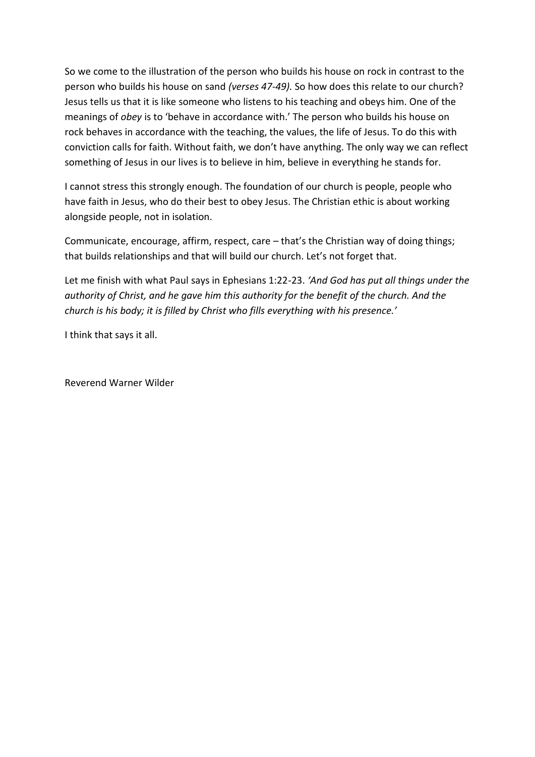So we come to the illustration of the person who builds his house on rock in contrast to the person who builds his house on sand *(verses 47-49).* So how does this relate to our church? Jesus tells us that it is like someone who listens to his teaching and obeys him. One of the meanings of *obey* is to 'behave in accordance with.' The person who builds his house on rock behaves in accordance with the teaching, the values, the life of Jesus. To do this with conviction calls for faith. Without faith, we don't have anything. The only way we can reflect something of Jesus in our lives is to believe in him, believe in everything he stands for.

I cannot stress this strongly enough. The foundation of our church is people, people who have faith in Jesus, who do their best to obey Jesus. The Christian ethic is about working alongside people, not in isolation.

Communicate, encourage, affirm, respect, care – that's the Christian way of doing things; that builds relationships and that will build our church. Let's not forget that.

Let me finish with what Paul says in Ephesians 1:22-23. *'And God has put all things under the authority of Christ, and he gave him this authority for the benefit of the church. And the church is his body; it is filled by Christ who fills everything with his presence.'*

I think that says it all.

Reverend Warner Wilder